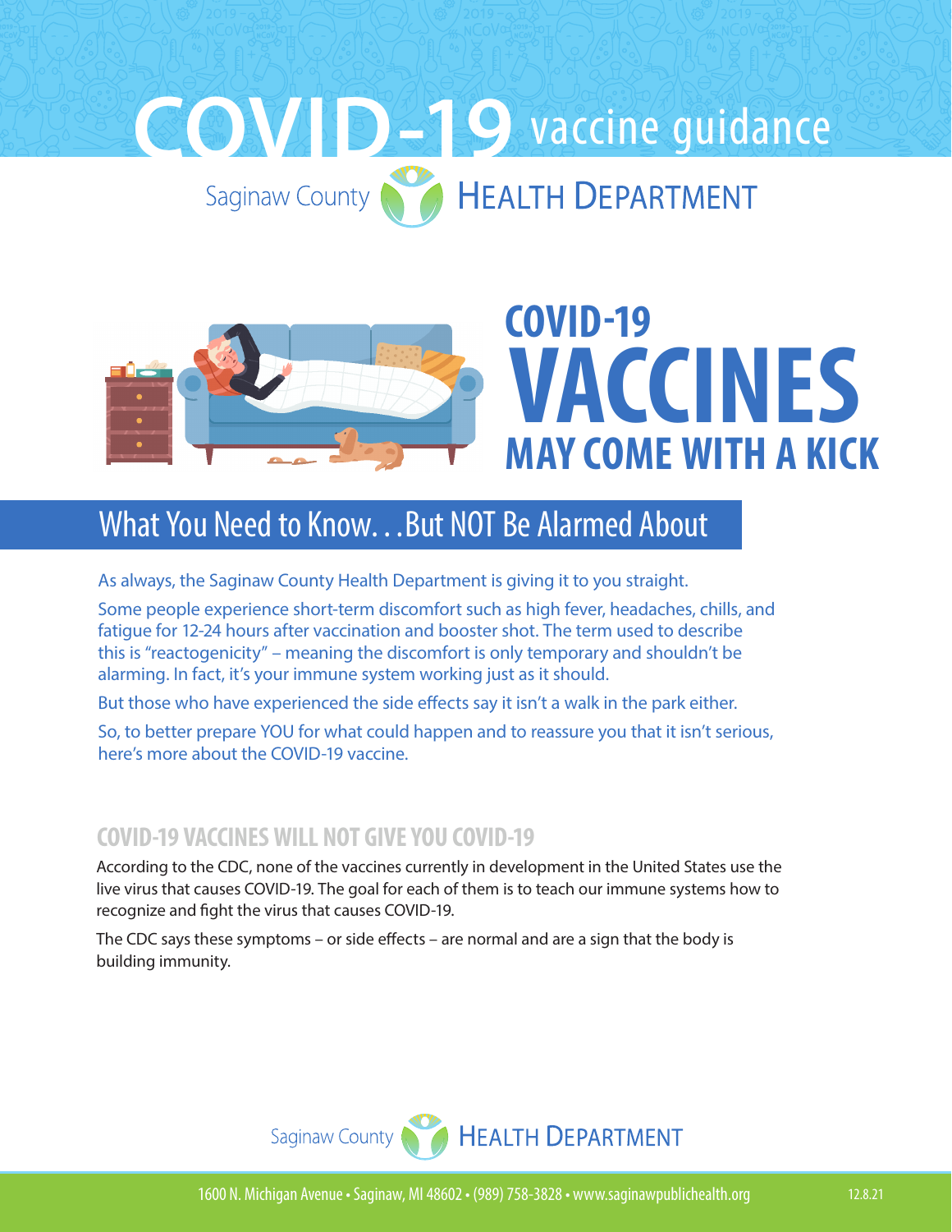# COVID-19 vaccine guidance

Saginaw County HEALTH DEPARTMENT

## COVID-19 VACCINES MAY COME WITH A KICK

## What You Need to Know. . .But NOT Be Alarmed About

As always, the Saginaw County Health Department is giving it to you straight.

Some people experience short-term discomfort such as high fever, headaches, chills, and fatigue for 12-24 hours after vaccination and booster shot. The term used to describe this is "reactogenicity" – meaning the discomfort is only temporary and shouldn't be alarming. In fact, it's your immune system working just as it should.

But those who have experienced the side effects say it isn't a walk in the park either.

So, to better prepare YOU for what could happen and to reassure you that it isn't serious, here's more about the COVID-19 vaccine.

### COVID-19 VACCINES WILL NOT GIVE YOU COVID-19

According to the CDC, none of the vaccines currently in development in the United States use the live virus that causes COVID-19. The goal for each of them is to teach our immune systems how to recognize and fight the virus that causes COVID-19.

The CDC says these symptoms – or side effects – are normal and are a sign that the body is building immunity.

Saginaw County HEALTH DEPARTMENT

1600 N. Michigan Avenue • Saginaw, MI 48602 • (989) 758-3828 • www.saginawpublichealth.org

12.8.21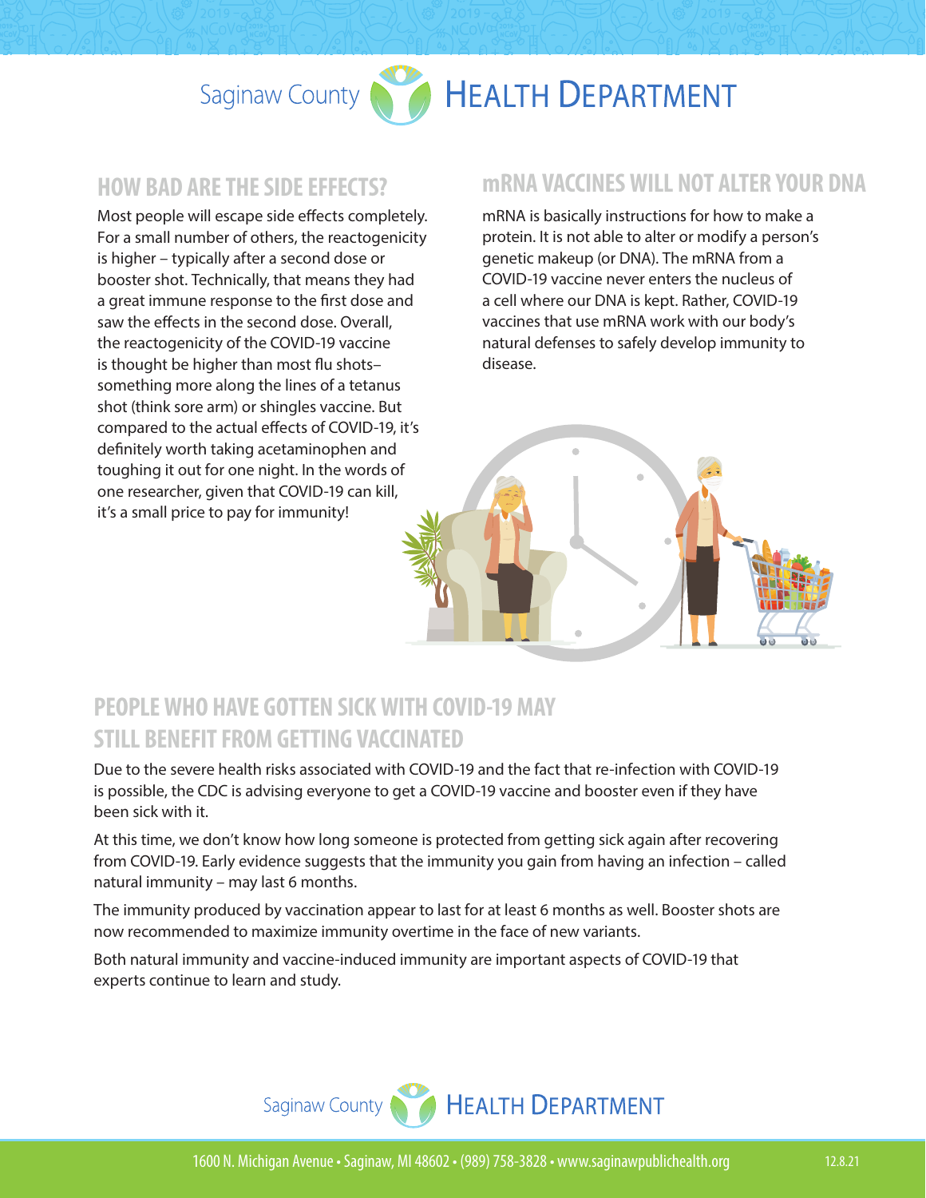## HOW BAD ARE THE SIDE EFFECTS?

Most people will escape side effects completely. For a small number of others, the reactogenicity is higher – typically after a second dose or booster shot. Technically, that means they had a great immune response to the first dose and saw the effects in the second dose. Overall, the reactogenicity of the COVID-19 vaccine is thought be higher than most flu shots– something more along the lines of a tetanus shot (think sore arm) or shingles vaccine. But compared to the actual effects of COVID-19, it's definitely worth taking acetaminophen and toughing it out for one night. In the words of one researcher, given that COVID-19 can kill, it's a small price to pay for immunity!

## mRNA VACCINES WILL NOT ALTER YOUR DNA

mRNA is basically instructions for how to make a protein. It is not able to alter or modify a person's genetic makeup (or DNA). The mRNA from a COVID-19 vaccine never enters the nucleus of a cell where our DNA is kept. Rather, COVID-19 vaccines that use mRNA work with our body's natural defenses to safely develop immunity to disease.

## PEOPLE WHO HAVE GOTTEN SICK WITH COVID-19 MAY STILL BENEFIT FROM GETTING VACCINATED

Due to the severe health risks associated with COVID-19 and the fact that re-infection with COVID-19 is possible, the CDC is advising everyone to get a COVID-19 vaccine and booster even if they have been sick with it.

At this time, we don't know how long someone is protected from getting sick again after recovering from COVID-19. Early evidence suggests that the immunity you gain from having an infection – called natural immunity – may last 6 months.

The immunity produced by vaccination appear to last for at least 6 months as well. Booster shots are now recommended to maximize immunity overtime in the face of new variants.

Both natural immunity and vaccine-induced immunity are important aspects of COVID-19 that experts continue to learn and study.

1600 N. Michigan Avenue • Saginaw, MI 48602 • (989) 758-3828 • www.saginawpublichealth.org

12.8.21